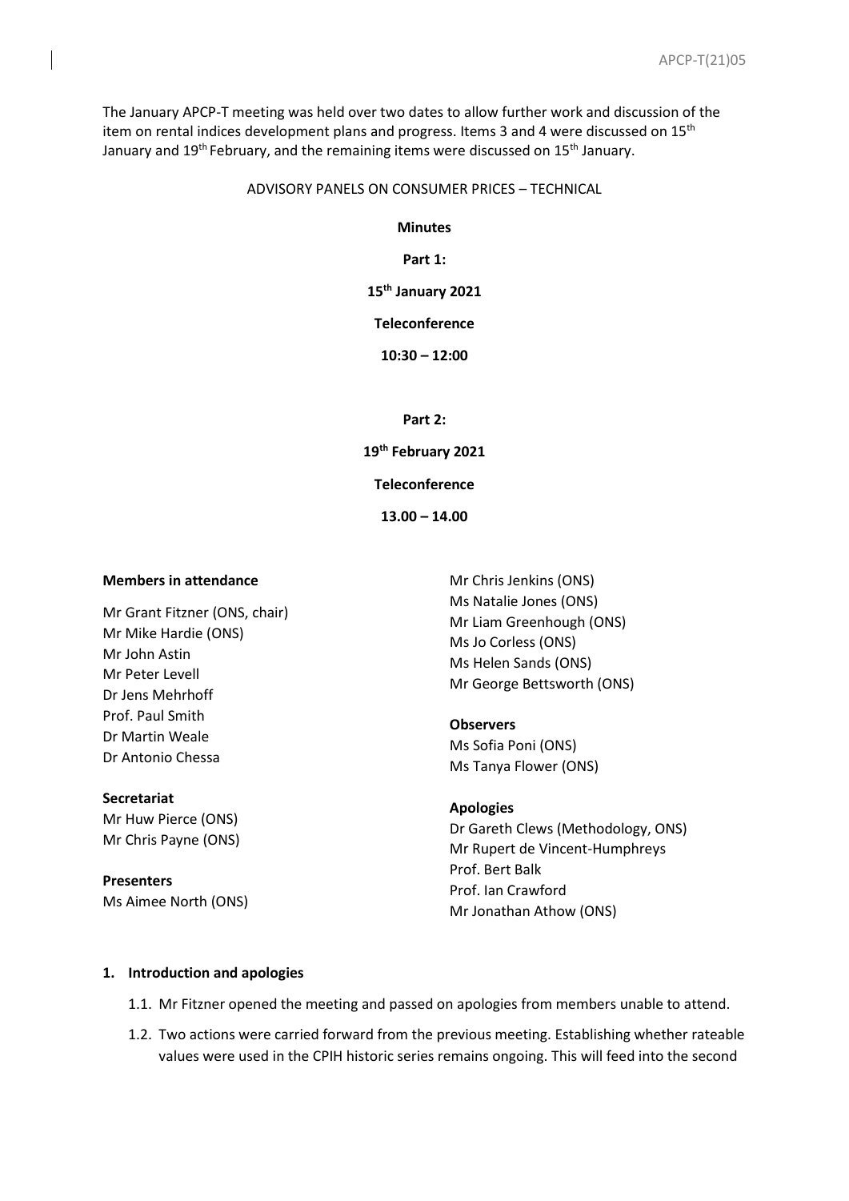The January APCP-T meeting was held over two dates to allow further work and discussion of the item on rental indices development plans and progress. Items 3 and 4 were discussed on 15th January and 19th February, and the remaining items were discussed on 15th January.

ADVISORY PANELS ON CONSUMER PRICES – TECHNICAL

**Minutes**

**Part 1:**

**15th January 2021**

**Teleconference**

**10:30 – 12:00**

**Part 2:**

**19th February 2021**

**Teleconference**

**13.00 – 14.00**

**Members in attendance**

Mr Grant Fitzner (ONS, chair)
Mr Mike Hardie (ONS)
Mr John Astin
Mr Peter Levell
Dr Jens Mehrhoff
Prof. Paul Smith
Dr Martin Weale
Dr Antonio Chessa

**Secretariat**

Mr Huw Pierce (ONS)
Mr Chris Payne (ONS)

**Presenters**

Ms Aimee North (ONS)
Mr Chris Jenkins (ONS)
Ms Natalie Jones (ONS)
Mr Liam Greenhough (ONS)
Ms Jo Corless (ONS)
Ms Helen Sands (ONS)
Mr George Bettsworth (ONS)

**Observers**

Ms Sofia Poni (ONS)
Ms Tanya Flower (ONS)

**Apologies**

Dr Gareth Clews (Methodology, ONS)
Mr Rupert de Vincent-Humphreys
Prof. Bert Balk
Prof. Ian Crawford
Mr Jonathan Athow (ONS)

## 1. Introduction and apologies

1.1. Mr Fitzner opened the meeting and passed on apologies from members unable to attend.

1.2. Two actions were carried forward from the previous meeting. Establishing whether rateable values were used in the CPIH historic series remains ongoing. This will feed into the second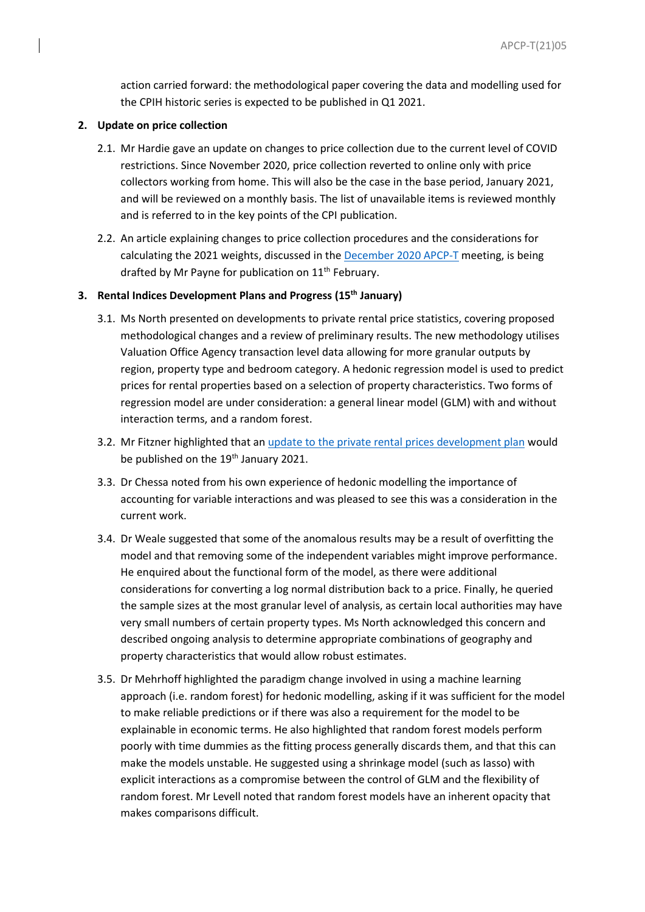action carried forward: the methodological paper covering the data and modelling used for the CPIH historic series is expected to be published in Q1 2021.

## 2. Update on price collection

2.1. Mr Hardie gave an update on changes to price collection due to the current level of COVID restrictions. Since November 2020, price collection reverted to online only with price collectors working from home. This will also be the case in the base period, January 2021, and will be reviewed on a monthly basis. The list of unavailable items is reviewed monthly and is referred to in the key points of the CPI publication.

2.2. An article explaining changes to price collection procedures and the considerations for calculating the 2021 weights, discussed in the December 2020 APCP-T meeting, is being drafted by Mr Payne for publication on 11th February.

## 3. Rental Indices Development Plans and Progress (15th January)

3.1. Ms North presented on developments to private rental price statistics, covering proposed methodological changes and a review of preliminary results. The new methodology utilises Valuation Office Agency transaction level data allowing for more granular outputs by region, property type and bedroom category. A hedonic regression model is used to predict prices for rental properties based on a selection of property characteristics. Two forms of regression model are under consideration: a general linear model (GLM) with and without interaction terms, and a random forest.

3.2. Mr Fitzner highlighted that an update to the private rental prices development plan would be published on the 19th January 2021.

3.3. Dr Chessa noted from his own experience of hedonic modelling the importance of accounting for variable interactions and was pleased to see this was a consideration in the current work.

3.4. Dr Weale suggested that some of the anomalous results may be a result of overfitting the model and that removing some of the independent variables might improve performance. He enquired about the functional form of the model, as there were additional considerations for converting a log normal distribution back to a price. Finally, he queried the sample sizes at the most granular level of analysis, as certain local authorities may have very small numbers of certain property types. Ms North acknowledged this concern and described ongoing analysis to determine appropriate combinations of geography and property characteristics that would allow robust estimates.

3.5. Dr Mehrhoff highlighted the paradigm change involved in using a machine learning approach (i.e. random forest) for hedonic modelling, asking if it was sufficient for the model to make reliable predictions or if there was also a requirement for the model to be explainable in economic terms. He also highlighted that random forest models perform poorly with time dummies as the fitting process generally discards them, and that this can make the models unstable. He suggested using a shrinkage model (such as lasso) with explicit interactions as a compromise between the control of GLM and the flexibility of random forest. Mr Levell noted that random forest models have an inherent opacity that makes comparisons difficult.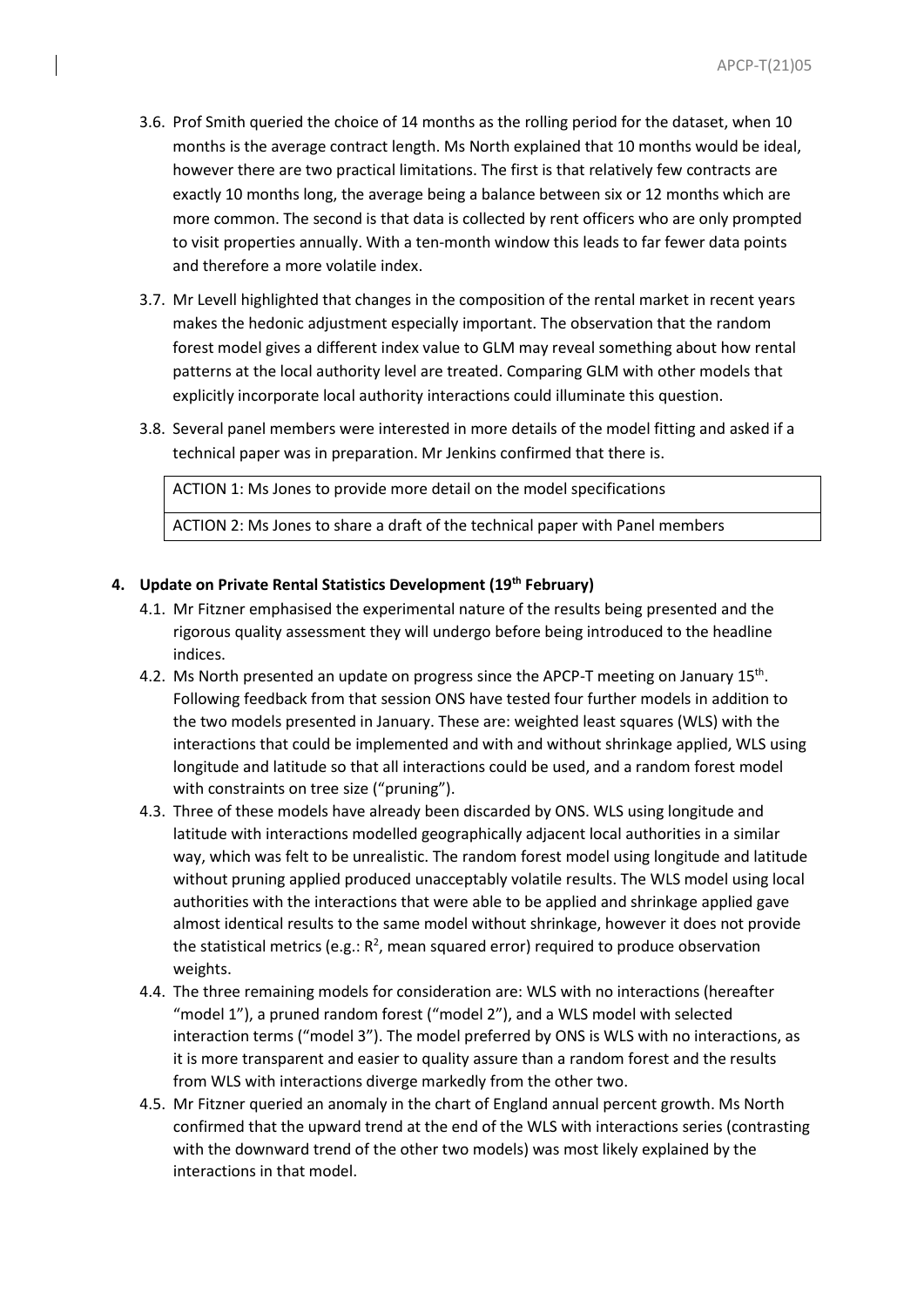3.6. Prof Smith queried the choice of 14 months as the rolling period for the dataset, when 10 months is the average contract length. Ms North explained that 10 months would be ideal, however there are two practical limitations. The first is that relatively few contracts are exactly 10 months long, the average being a balance between six or 12 months which are more common. The second is that data is collected by rent officers who are only prompted to visit properties annually. With a ten-month window this leads to far fewer data points and therefore a more volatile index.

3.7. Mr Levell highlighted that changes in the composition of the rental market in recent years makes the hedonic adjustment especially important. The observation that the random forest model gives a different index value to GLM may reveal something about how rental patterns at the local authority level are treated. Comparing GLM with other models that explicitly incorporate local authority interactions could illuminate this question.

3.8. Several panel members were interested in more details of the model fitting and asked if a technical paper was in preparation. Mr Jenkins confirmed that there is.

| ACTION 1: Ms Jones to provide more detail on the model specifications |
|---|
| ACTION 2: Ms Jones to share a draft of the technical paper with Panel members |

## 4. Update on Private Rental Statistics Development (19th February)

4.1. Mr Fitzner emphasised the experimental nature of the results being presented and the rigorous quality assessment they will undergo before being introduced to the headline indices.

4.2. Ms North presented an update on progress since the APCP-T meeting on January 15th. Following feedback from that session ONS have tested four further models in addition to the two models presented in January. These are: weighted least squares (WLS) with the interactions that could be implemented and with and without shrinkage applied, WLS using longitude and latitude so that all interactions could be used, and a random forest model with constraints on tree size ("pruning").

4.3. Three of these models have already been discarded by ONS. WLS using longitude and latitude with interactions modelled geographically adjacent local authorities in a similar way, which was felt to be unrealistic. The random forest model using longitude and latitude without pruning applied produced unacceptably volatile results. The WLS model using local authorities with the interactions that were able to be applied and shrinkage applied gave almost identical results to the same model without shrinkage, however it does not provide the statistical metrics (e.g.: $R^2$, mean squared error) required to produce observation weights.

4.4. The three remaining models for consideration are: WLS with no interactions (hereafter "model 1"), a pruned random forest ("model 2"), and a WLS model with selected interaction terms ("model 3"). The model preferred by ONS is WLS with no interactions, as it is more transparent and easier to quality assure than a random forest and the results from WLS with interactions diverge markedly from the other two.

4.5. Mr Fitzner queried an anomaly in the chart of England annual percent growth. Ms North confirmed that the upward trend at the end of the WLS with interactions series (contrasting with the downward trend of the other two models) was most likely explained by the interactions in that model.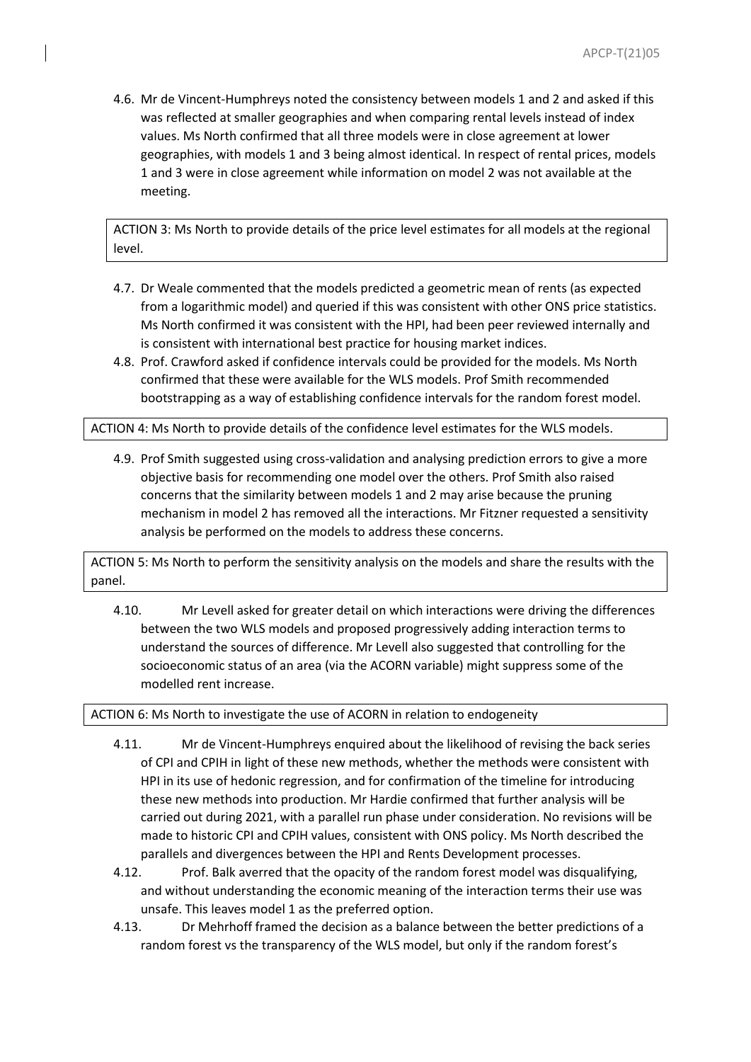4.6. Mr de Vincent-Humphreys noted the consistency between models 1 and 2 and asked if this was reflected at smaller geographies and when comparing rental levels instead of index values. Ms North confirmed that all three models were in close agreement at lower geographies, with models 1 and 3 being almost identical. In respect of rental prices, models 1 and 3 were in close agreement while information on model 2 was not available at the meeting.

ACTION 3: Ms North to provide details of the price level estimates for all models at the regional level.

4.7. Dr Weale commented that the models predicted a geometric mean of rents (as expected from a logarithmic model) and queried if this was consistent with other ONS price statistics. Ms North confirmed it was consistent with the HPI, had been peer reviewed internally and is consistent with international best practice for housing market indices.

4.8. Prof. Crawford asked if confidence intervals could be provided for the models. Ms North confirmed that these were available for the WLS models. Prof Smith recommended bootstrapping as a way of establishing confidence intervals for the random forest model.

ACTION 4: Ms North to provide details of the confidence level estimates for the WLS models.

4.9. Prof Smith suggested using cross-validation and analysing prediction errors to give a more objective basis for recommending one model over the others. Prof Smith also raised concerns that the similarity between models 1 and 2 may arise because the pruning mechanism in model 2 has removed all the interactions. Mr Fitzner requested a sensitivity analysis be performed on the models to address these concerns.

ACTION 5: Ms North to perform the sensitivity analysis on the models and share the results with the panel.

4.10. Mr Levell asked for greater detail on which interactions were driving the differences between the two WLS models and proposed progressively adding interaction terms to understand the sources of difference. Mr Levell also suggested that controlling for the socioeconomic status of an area (via the ACORN variable) might suppress some of the modelled rent increase.

ACTION 6: Ms North to investigate the use of ACORN in relation to endogeneity

4.11. Mr de Vincent-Humphreys enquired about the likelihood of revising the back series of CPI and CPIH in light of these new methods, whether the methods were consistent with HPI in its use of hedonic regression, and for confirmation of the timeline for introducing these new methods into production. Mr Hardie confirmed that further analysis will be carried out during 2021, with a parallel run phase under consideration. No revisions will be made to historic CPI and CPIH values, consistent with ONS policy. Ms North described the parallels and divergences between the HPI and Rents Development processes.

4.12. Prof. Balk averred that the opacity of the random forest model was disqualifying, and without understanding the economic meaning of the interaction terms their use was unsafe. This leaves model 1 as the preferred option.

4.13. Dr Mehrhoff framed the decision as a balance between the better predictions of a random forest vs the transparency of the WLS model, but only if the random forest's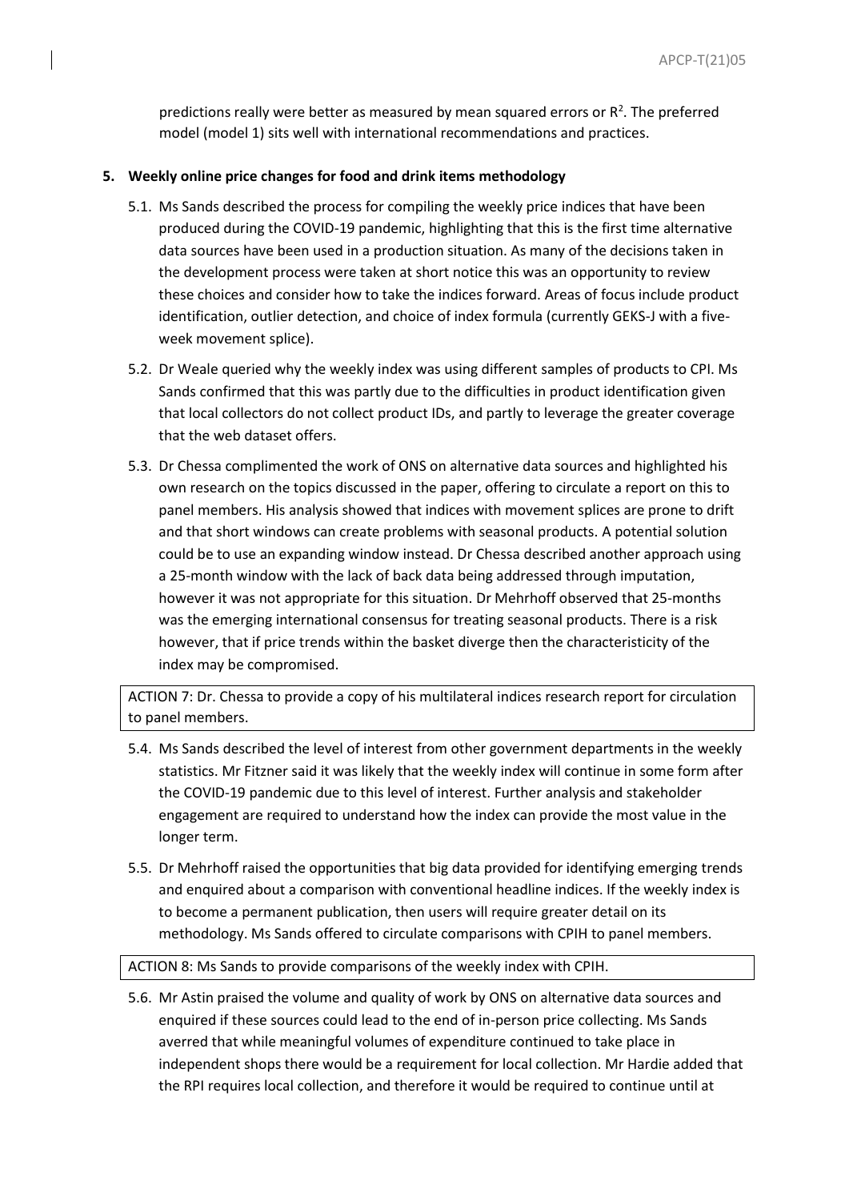predictions really were better as measured by mean squared errors or $R^2$. The preferred model (model 1) sits well with international recommendations and practices.

**5. Weekly online price changes for food and drink items methodology**

5.1. Ms Sands described the process for compiling the weekly price indices that have been produced during the COVID-19 pandemic, highlighting that this is the first time alternative data sources have been used in a production situation. As many of the decisions taken in the development process were taken at short notice this was an opportunity to review these choices and consider how to take the indices forward. Areas of focus include product identification, outlier detection, and choice of index formula (currently GEKS-J with a five-week movement splice).

5.2. Dr Weale queried why the weekly index was using different samples of products to CPI. Ms Sands confirmed that this was partly due to the difficulties in product identification given that local collectors do not collect product IDs, and partly to leverage the greater coverage that the web dataset offers.

5.3. Dr Chessa complimented the work of ONS on alternative data sources and highlighted his own research on the topics discussed in the paper, offering to circulate a report on this to panel members. His analysis showed that indices with movement splices are prone to drift and that short windows can create problems with seasonal products. A potential solution could be to use an expanding window instead. Dr Chessa described another approach using a 25-month window with the lack of back data being addressed through imputation, however it was not appropriate for this situation. Dr Mehrhoff observed that 25-months was the emerging international consensus for treating seasonal products. There is a risk however, that if price trends within the basket diverge then the characteristicity of the index may be compromised.

ACTION 7: Dr. Chessa to provide a copy of his multilateral indices research report for circulation to panel members.

5.4. Ms Sands described the level of interest from other government departments in the weekly statistics. Mr Fitzner said it was likely that the weekly index will continue in some form after the COVID-19 pandemic due to this level of interest. Further analysis and stakeholder engagement are required to understand how the index can provide the most value in the longer term.

5.5. Dr Mehrhoff raised the opportunities that big data provided for identifying emerging trends and enquired about a comparison with conventional headline indices. If the weekly index is to become a permanent publication, then users will require greater detail on its methodology. Ms Sands offered to circulate comparisons with CPIH to panel members.

ACTION 8: Ms Sands to provide comparisons of the weekly index with CPIH.

5.6. Mr Astin praised the volume and quality of work by ONS on alternative data sources and enquired if these sources could lead to the end of in-person price collecting. Ms Sands averred that while meaningful volumes of expenditure continued to take place in independent shops there would be a requirement for local collection. Mr Hardie added that the RPI requires local collection, and therefore it would be required to continue until at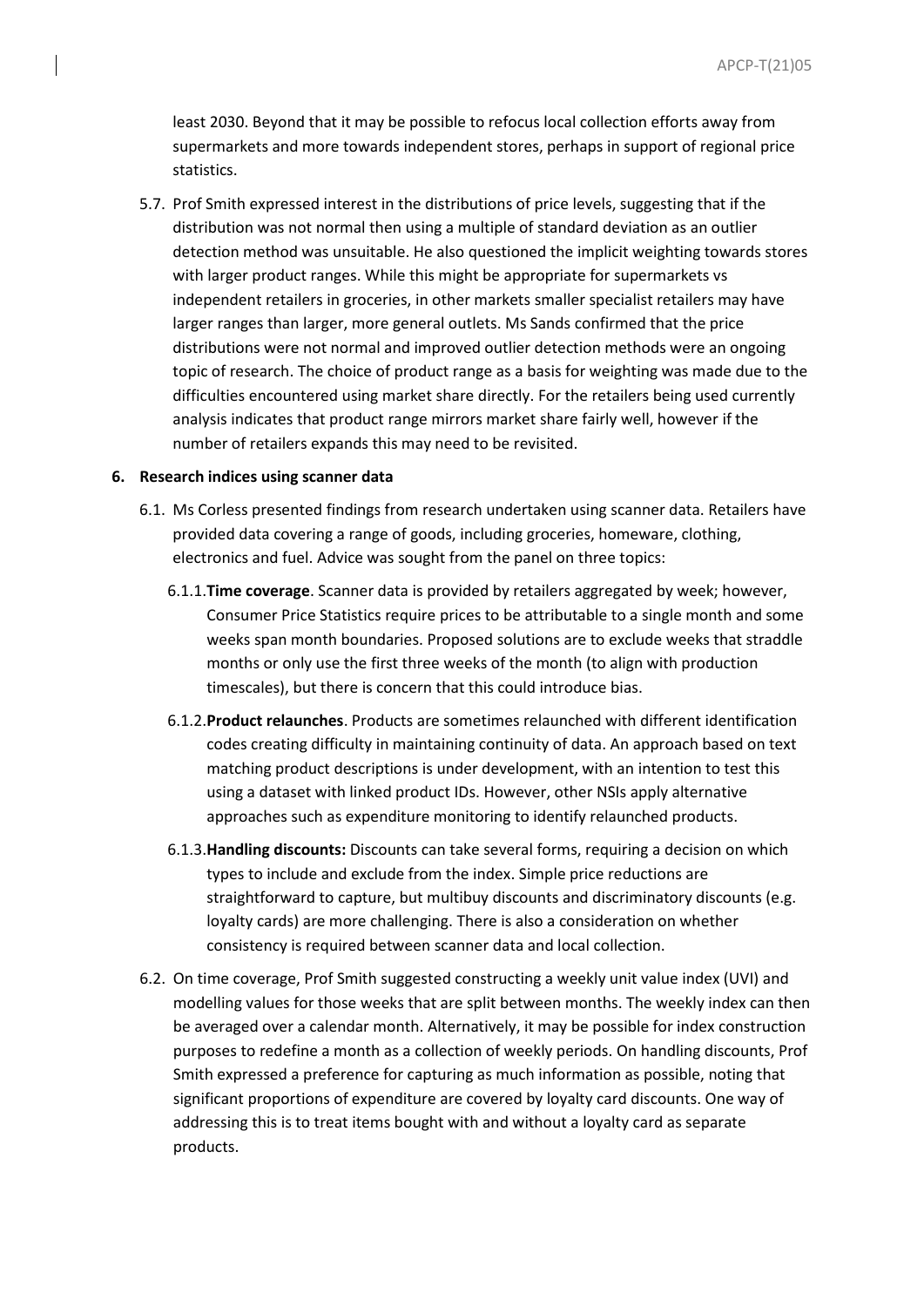least 2030. Beyond that it may be possible to refocus local collection efforts away from supermarkets and more towards independent stores, perhaps in support of regional price statistics.

5.7. Prof Smith expressed interest in the distributions of price levels, suggesting that if the distribution was not normal then using a multiple of standard deviation as an outlier detection method was unsuitable. He also questioned the implicit weighting towards stores with larger product ranges. While this might be appropriate for supermarkets vs independent retailers in groceries, in other markets smaller specialist retailers may have larger ranges than larger, more general outlets. Ms Sands confirmed that the price distributions were not normal and improved outlier detection methods were an ongoing topic of research. The choice of product range as a basis for weighting was made due to the difficulties encountered using market share directly. For the retailers being used currently analysis indicates that product range mirrors market share fairly well, however if the number of retailers expands this may need to be revisited.

**6. Research indices using scanner data**

6.1. Ms Corless presented findings from research undertaken using scanner data. Retailers have provided data covering a range of goods, including groceries, homeware, clothing, electronics and fuel. Advice was sought from the panel on three topics:

6.1.1. **Time coverage**. Scanner data is provided by retailers aggregated by week; however, Consumer Price Statistics require prices to be attributable to a single month and some weeks span month boundaries. Proposed solutions are to exclude weeks that straddle months or only use the first three weeks of the month (to align with production timescales), but there is concern that this could introduce bias.

6.1.2. **Product relaunches**. Products are sometimes relaunched with different identification codes creating difficulty in maintaining continuity of data. An approach based on text matching product descriptions is under development, with an intention to test this using a dataset with linked product IDs. However, other NSIs apply alternative approaches such as expenditure monitoring to identify relaunched products.

6.1.3. **Handling discounts:** Discounts can take several forms, requiring a decision on which types to include and exclude from the index. Simple price reductions are straightforward to capture, but multibuy discounts and discriminatory discounts (e.g. loyalty cards) are more challenging. There is also a consideration on whether consistency is required between scanner data and local collection.

6.2. On time coverage, Prof Smith suggested constructing a weekly unit value index (UVI) and modelling values for those weeks that are split between months. The weekly index can then be averaged over a calendar month. Alternatively, it may be possible for index construction purposes to redefine a month as a collection of weekly periods. On handling discounts, Prof Smith expressed a preference for capturing as much information as possible, noting that significant proportions of expenditure are covered by loyalty card discounts. One way of addressing this is to treat items bought with and without a loyalty card as separate products.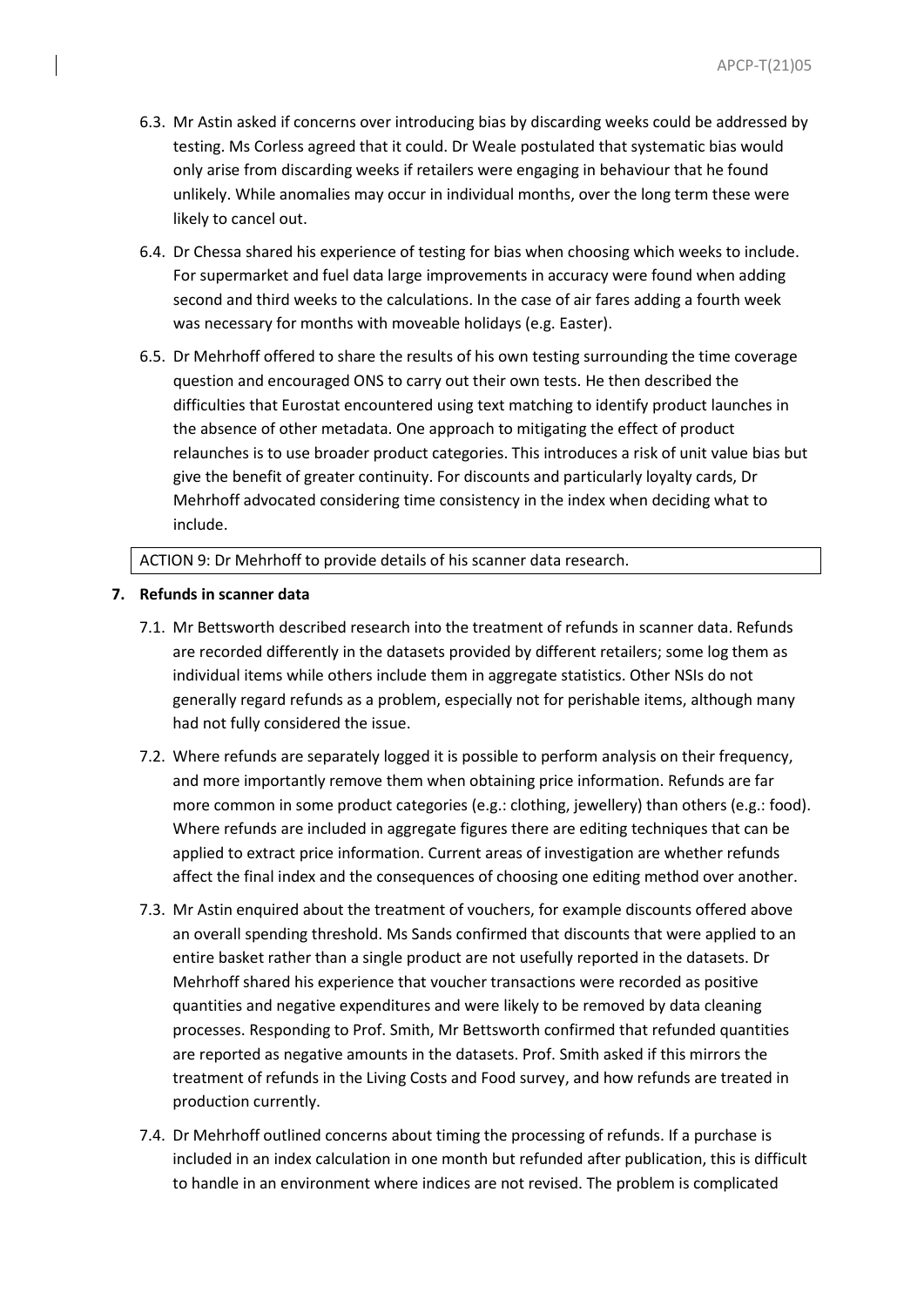6.3. Mr Astin asked if concerns over introducing bias by discarding weeks could be addressed by testing. Ms Corless agreed that it could. Dr Weale postulated that systematic bias would only arise from discarding weeks if retailers were engaging in behaviour that he found unlikely. While anomalies may occur in individual months, over the long term these were likely to cancel out.

6.4. Dr Chessa shared his experience of testing for bias when choosing which weeks to include. For supermarket and fuel data large improvements in accuracy were found when adding second and third weeks to the calculations. In the case of air fares adding a fourth week was necessary for months with moveable holidays (e.g. Easter).

6.5. Dr Mehrhoff offered to share the results of his own testing surrounding the time coverage question and encouraged ONS to carry out their own tests. He then described the difficulties that Eurostat encountered using text matching to identify product launches in the absence of other metadata. One approach to mitigating the effect of product relaunches is to use broader product categories. This introduces a risk of unit value bias but give the benefit of greater continuity. For discounts and particularly loyalty cards, Dr Mehrhoff advocated considering time consistency in the index when deciding what to include.

| ACTION 9: Dr Mehrhoff to provide details of his scanner data research. |
|---|

**7. Refunds in scanner data**

7.1. Mr Bettsworth described research into the treatment of refunds in scanner data. Refunds are recorded differently in the datasets provided by different retailers; some log them as individual items while others include them in aggregate statistics. Other NSIs do not generally regard refunds as a problem, especially not for perishable items, although many had not fully considered the issue.

7.2. Where refunds are separately logged it is possible to perform analysis on their frequency, and more importantly remove them when obtaining price information. Refunds are far more common in some product categories (e.g.: clothing, jewellery) than others (e.g.: food). Where refunds are included in aggregate figures there are editing techniques that can be applied to extract price information. Current areas of investigation are whether refunds affect the final index and the consequences of choosing one editing method over another.

7.3. Mr Astin enquired about the treatment of vouchers, for example discounts offered above an overall spending threshold. Ms Sands confirmed that discounts that were applied to an entire basket rather than a single product are not usefully reported in the datasets. Dr Mehrhoff shared his experience that voucher transactions were recorded as positive quantities and negative expenditures and were likely to be removed by data cleaning processes. Responding to Prof. Smith, Mr Bettsworth confirmed that refunded quantities are reported as negative amounts in the datasets. Prof. Smith asked if this mirrors the treatment of refunds in the Living Costs and Food survey, and how refunds are treated in production currently.

7.4. Dr Mehrhoff outlined concerns about timing the processing of refunds. If a purchase is included in an index calculation in one month but refunded after publication, this is difficult to handle in an environment where indices are not revised. The problem is complicated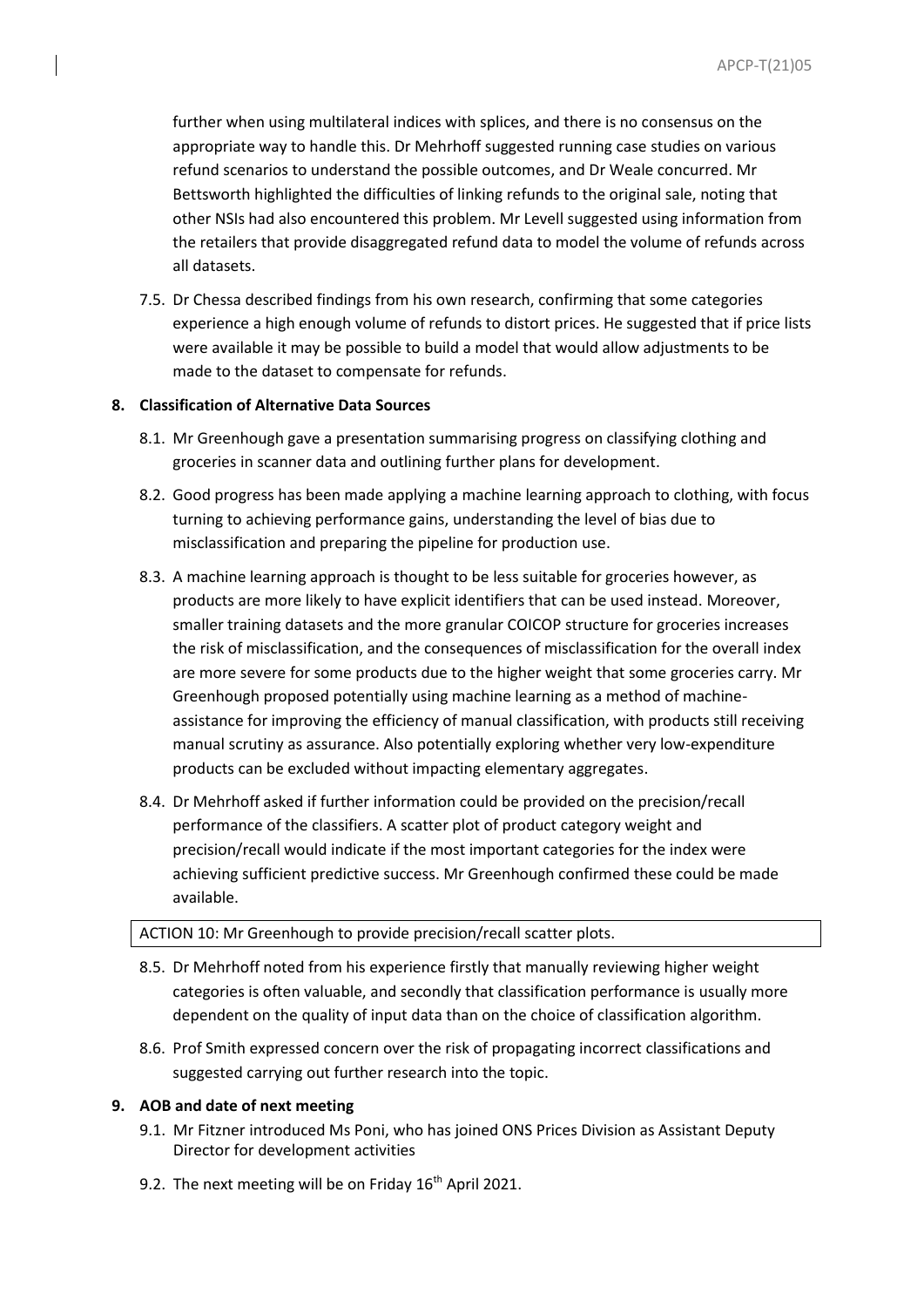further when using multilateral indices with splices, and there is no consensus on the appropriate way to handle this. Dr Mehrhoff suggested running case studies on various refund scenarios to understand the possible outcomes, and Dr Weale concurred. Mr Bettsworth highlighted the difficulties of linking refunds to the original sale, noting that other NSIs had also encountered this problem. Mr Levell suggested using information from the retailers that provide disaggregated refund data to model the volume of refunds across all datasets.

7.5. Dr Chessa described findings from his own research, confirming that some categories experience a high enough volume of refunds to distort prices. He suggested that if price lists were available it may be possible to build a model that would allow adjustments to be made to the dataset to compensate for refunds.

**8. Classification of Alternative Data Sources**

8.1. Mr Greenhough gave a presentation summarising progress on classifying clothing and groceries in scanner data and outlining further plans for development.

8.2. Good progress has been made applying a machine learning approach to clothing, with focus turning to achieving performance gains, understanding the level of bias due to misclassification and preparing the pipeline for production use.

8.3. A machine learning approach is thought to be less suitable for groceries however, as products are more likely to have explicit identifiers that can be used instead. Moreover, smaller training datasets and the more granular COICOP structure for groceries increases the risk of misclassification, and the consequences of misclassification for the overall index are more severe for some products due to the higher weight that some groceries carry. Mr Greenhough proposed potentially using machine learning as a method of machine-assistance for improving the efficiency of manual classification, with products still receiving manual scrutiny as assurance. Also potentially exploring whether very low-expenditure products can be excluded without impacting elementary aggregates.

8.4. Dr Mehrhoff asked if further information could be provided on the precision/recall performance of the classifiers. A scatter plot of product category weight and precision/recall would indicate if the most important categories for the index were achieving sufficient predictive success. Mr Greenhough confirmed these could be made available.

ACTION 10: Mr Greenhough to provide precision/recall scatter plots.

8.5. Dr Mehrhoff noted from his experience firstly that manually reviewing higher weight categories is often valuable, and secondly that classification performance is usually more dependent on the quality of input data than on the choice of classification algorithm.

8.6. Prof Smith expressed concern over the risk of propagating incorrect classifications and suggested carrying out further research into the topic.

**9. AOB and date of next meeting**

9.1. Mr Fitzner introduced Ms Poni, who has joined ONS Prices Division as Assistant Deputy Director for development activities

9.2. The next meeting will be on Friday 16th April 2021.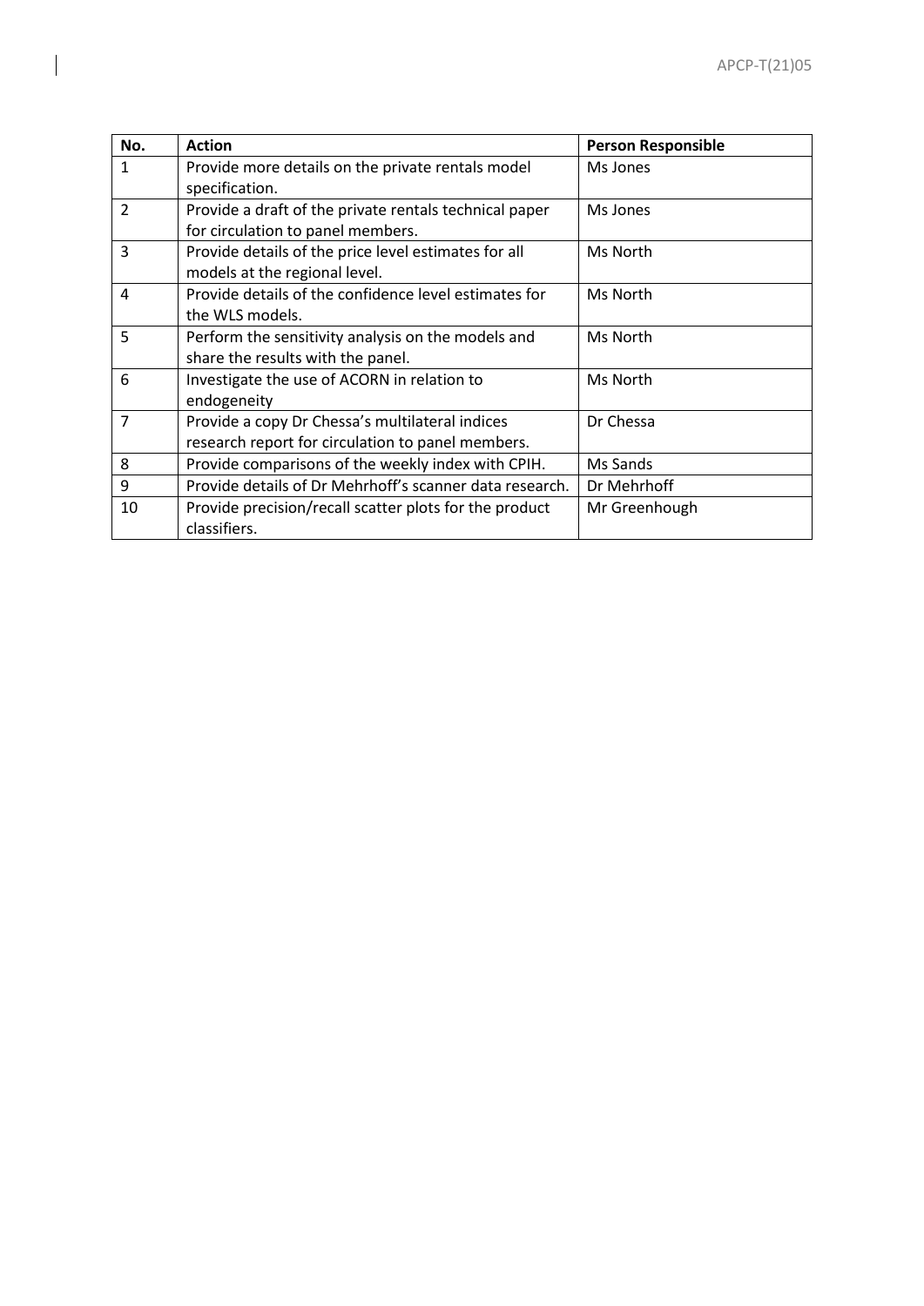| No. | Action | Person Responsible |
|---|---|---|
| 1 | Provide more details on the private rentals model specification. | Ms Jones |
| 2 | Provide a draft of the private rentals technical paper for circulation to panel members. | Ms Jones |
| 3 | Provide details of the price level estimates for all models at the regional level. | Ms North |
| 4 | Provide details of the confidence level estimates for the WLS models. | Ms North |
| 5 | Perform the sensitivity analysis on the models and share the results with the panel. | Ms North |
| 6 | Investigate the use of ACORN in relation to endogeneity | Ms North |
| 7 | Provide a copy Dr Chessa's multilateral indices research report for circulation to panel members. | Dr Chessa |
| 8 | Provide comparisons of the weekly index with CPIH. | Ms Sands |
| 9 | Provide details of Dr Mehrhoff's scanner data research. | Dr Mehrhoff |
| 10 | Provide precision/recall scatter plots for the product classifiers. | Mr Greenhough |